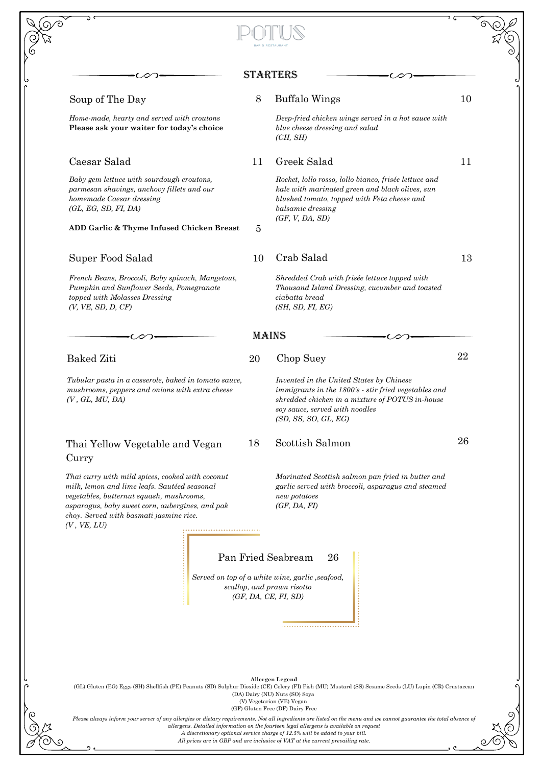# POTUS

BAR & RESTAURANT

## STARTERS

### Soup of The Day — 8

*Home-made, hearty and served with croutons*
**Please ask your waiter for today's choice**

### Buffalo Wings — 10

*Deep-fried chicken wings served in a hot sauce with blue cheese dressing and salad*
*(CH, SH)*

### Caesar Salad — 11

*Baby gem lettuce with sourdough croutons, parmesan shavings, anchovy fillets and our homemade Caesar dressing*
*(GL, EG, SD, FI, DA)*

**ADD Garlic & Thyme Infused Chicken Breast** — 5

### Greek Salad — 11

*Rocket, lollo rosso, lollo bianco, frisée lettuce and kale with marinated green and black olives, sun blushed tomato, topped with Feta cheese and balsamic dressing*
*(GF, V, DA, SD)*

### Super Food Salad — 10

*French Beans, Broccoli, Baby spinach, Mangetout, Pumpkin and Sunflower Seeds, Pomegranate topped with Molasses Dressing*
*(V, VE, SD, D, CF)*

### Crab Salad — 13

*Shredded Crab with frisée lettuce topped with Thousand Island Dressing, cucumber and toasted ciabatta bread*
*(SH, SD, FI, EG)*

## MAINS

### Baked Ziti — 20

*Tubular pasta in a casserole, baked in tomato sauce, mushrooms, peppers and onions with extra cheese*
*(V , GL, MU, DA)*

### Chop Suey — 22

*Invented in the United States by Chinese immigrants in the 1800's - stir fried vegetables and shredded chicken in a mixture of POTUS in-house soy sauce, served with noodles*
*(SD, SS, SO, GL, EG)*

### Thai Yellow Vegetable and Vegan Curry — 18

*Thai curry with mild spices, cooked with coconut milk, lemon and lime leafs. Sautéed seasonal vegetables, butternut squash, mushrooms, asparagus, baby sweet corn, aubergines, and pak choy. Served with basmati jasmine rice.*
*(V , VE, LU)*

### Scottish Salmon — 26

*Marinated Scottish salmon pan fried in butter and garlic served with broccoli, asparagus and steamed new potatoes*
*(GF, DA, FI)*

### Pan Fried Seabream — 26

*Served on top of a white wine, garlic ,seafood, scallop, and prawn risotto*
*(GF, DA, CE, FI, SD)*

**Allergen Legend**

(GL) Gluten (EG) Eggs (SH) Shellfish (PE) Peanuts (SD) Sulphur Dioxide (CE) Celery (FI) Fish (MU) Mustard (SS) Sesame Seeds (LU) Lupin (CR) Crustacean (DA) Dairy (NU) Nuts (SO) Soya
(V) Vegetarian (VE) Vegan
(GF) Gluten Free (DF) Dairy Free

*Please always inform your server of any allergies or dietary requirements. Not all ingredients are listed on the menu and we cannot guarantee the total absence of allergens. Detailed information on the fourteen legal allergens is available on request*
*A discretionary optional service charge of 12.5% will be added to your bill.*
*All prices are in GBP and are inclusive of VAT at the current prevailing rate.*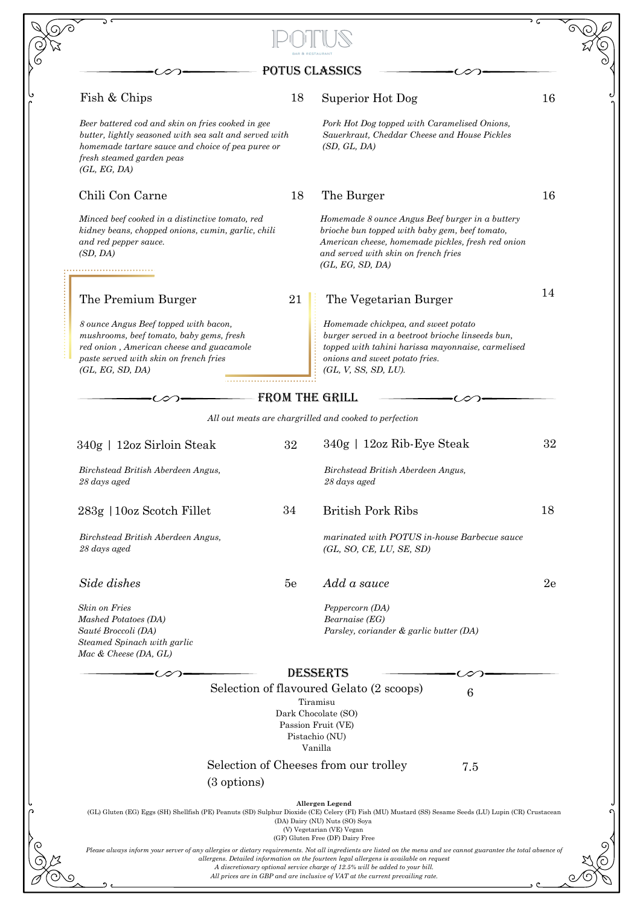# POTUS

## POTUS CLASSICS

### Fish & Chips — 18

*Beer battered cod and skin on fries cooked in gee butter, lightly seasoned with sea salt and served with homemade tartare sauce and choice of pea puree or fresh steamed garden peas*
*(GL, EG, DA)*

### Superior Hot Dog — 16

*Pork Hot Dog topped with Caramelised Onions, Sauerkraut, Cheddar Cheese and House Pickles*
*(SD, GL, DA)*

### Chili Con Carne — 18

*Minced beef cooked in a distinctive tomato, red kidney beans, chopped onions, cumin, garlic, chili and red pepper sauce.*
*(SD, DA)*

### The Burger — 16

*Homemade 8 ounce Angus Beef burger in a buttery brioche bun topped with baby gem, beef tomato, American cheese, homemade pickles, fresh red onion and served with skin on french fries*
*(GL, EG, SD, DA)*

### The Premium Burger — 21

*8 ounce Angus Beef topped with bacon, mushrooms, beef tomato, baby gems, fresh red onion , American cheese and guacamole paste served with skin on french fries*
*(GL, EG, SD, DA)*

### The Vegetarian Burger — 14

*Homemade chickpea, and sweet potato burger served in a beetroot brioche linseeds bun, topped with tahini harissa mayonnaise, carmelised onions and sweet potato fries.*
*(GL, V, SS, SD, LU).*

## FROM THE GRILL

*All out meats are chargrilled and cooked to perfection*

### 340g | 12oz Sirloin Steak — 32

*Birchstead British Aberdeen Angus, 28 days aged*

### 340g | 12oz Rib-Eye Steak — 32

*Birchstead British Aberdeen Angus, 28 days aged*

### 283g |10oz Scotch Fillet — 34

*Birchstead British Aberdeen Angus, 28 days aged*

### British Pork Ribs — 18

*marinated with POTUS in-house Barbecue sauce*
*(GL, SO, CE, LU, SE, SD)*

### *Side dishes* — 5e

*Skin on Fries*
*Mashed Potatoes (DA)*
*Sauté Broccoli (DA)*
*Steamed Spinach with garlic*
*Mac & Cheese (DA, GL)*

### *Add a sauce* — 2e

*Peppercorn (DA)*
*Bearnaise (EG)*
*Parsley, coriander & garlic butter (DA)*

## DESSERTS

### Selection of flavoured Gelato (2 scoops) — 6

Tiramisu
Dark Chocolate (SO)
Passion Fruit (VE)
Pistachio (NU)
Vanilla

### Selection of Cheeses from our trolley (3 options) — 7.5

**Allergen Legend**

(GL) Gluten (EG) Eggs (SH) Shellfish (PE) Peanuts (SD) Sulphur Dioxide (CE) Celery (FI) Fish (MU) Mustard (SS) Sesame Seeds (LU) Lupin (CR) Crustacean (DA) Dairy (NU) Nuts (SO) Soya
(V) Vegetarian (VE) Vegan
(GF) Gluten Free (DF) Dairy Free

*Please always inform your server of any allergies or dietary requirements. Not all ingredients are listed on the menu and we cannot guarantee the total absence of allergens. Detailed information on the fourteen legal allergens is available on request*
*A discretionary optional service charge of 12.5% will be added to your bill.*
*All prices are in GBP and are inclusive of VAT at the current prevailing rate.*